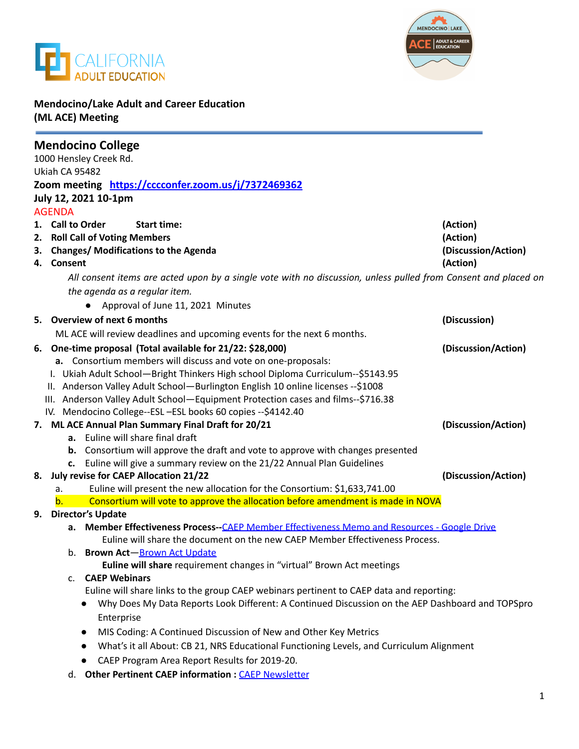**Mendocino/Lake Adult and Career Education (ML ACE) Meeting**

## Mendocino College

1000 Hensley Creek Rd.
Ukiah CA 95482
**Zoom meeting** [**https://cccconfer.zoom.us/j/7372469362**](https://cccconfer.zoom.us/j/7372469362)
**July 12, 2021 10-1pm**

AGENDA

1. **Call to Order          Start time:** **(Action)**
2. **Roll Call of Voting Members** **(Action)**
3. **Changes/ Modifications to the Agenda** **(Discussion/Action)**
4. **Consent** **(Action)**

   *All consent items are acted upon by a single vote with no discussion, unless pulled from Consent and placed on the agenda as a regular item.*

   - Approval of June 11, 2021 Minutes

5. **Overview of next 6 months** **(Discussion)**

   ML ACE will review deadlines and upcoming events for the next 6 months.

6. **One-time proposal (Total available for 21/22: $28,000)** **(Discussion/Action)**
   a. Consortium members will discuss and vote on one-proposals:
      I. Ukiah Adult School—Bright Thinkers High school Diploma Curriculum--$5143.95
      II. Anderson Valley Adult School—Burlington English 10 online licenses --$1008
      III. Anderson Valley Adult School—Equipment Protection cases and films--$716.38
      IV. Mendocino College--ESL –ESL books 60 copies --$4142.40
7. **ML ACE Annual Plan Summary Final Draft for 20/21** **(Discussion/Action)**
   a. Euline will share final draft
   b. Consortium will approve the draft and vote to approve with changes presented
   c. Euline will give a summary review on the 21/22 Annual Plan Guidelines
8. **July revise for CAEP Allocation 21/22** **(Discussion/Action)**
   a. Euline will present the new allocation for the Consortium: $1,633,741.00
   b. Consortium will vote to approve the allocation before amendment is made in NOVA
9. **Director's Update**
   a. **Member Effectiveness Process--**CAEP Member Effectiveness Memo and Resources - Google Drive
      Euline will share the document on the new CAEP Member Effectiveness Process.
   b. **Brown Act**—Brown Act Update
      **Euline will share** requirement changes in "virtual" Brown Act meetings
   c. **CAEP Webinars**
      Euline will share links to the group CAEP webinars pertinent to CAEP data and reporting:
      - Why Does My Data Reports Look Different: A Continued Discussion on the AEP Dashboard and TOPSpro Enterprise
      - MIS Coding: A Continued Discussion of New and Other Key Metrics
      - What's it all About: CB 21, NRS Educational Functioning Levels, and Curriculum Alignment
      - CAEP Program Area Report Results for 2019-20.
   d. **Other Pertinent CAEP information :** CAEP Newsletter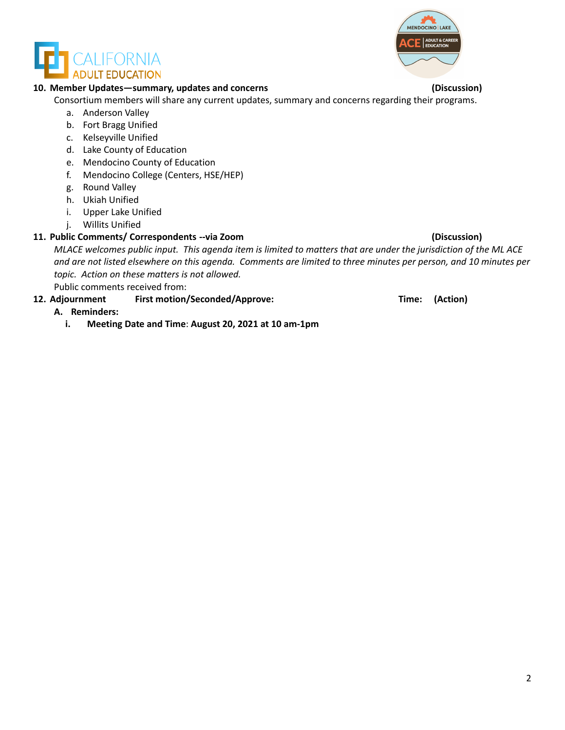**10. Member Updates—summary, updates and concerns (Discussion)**

Consortium members will share any current updates, summary and concerns regarding their programs.

a. Anderson Valley
b. Fort Bragg Unified
c. Kelseyville Unified
d. Lake County of Education
e. Mendocino County of Education
f. Mendocino College (Centers, HSE/HEP)
g. Round Valley
h. Ukiah Unified
i. Upper Lake Unified
j. Willits Unified

**11. Public Comments/ Correspondents --via Zoom (Discussion)**

*MLACE welcomes public input. This agenda item is limited to matters that are under the jurisdiction of the ML ACE and are not listed elsewhere on this agenda. Comments are limited to three minutes per person, and 10 minutes per topic. Action on these matters is not allowed.*

Public comments received from:

**12. Adjournment First motion/Seconded/Approve: Time: (Action)**

**A. Reminders:**

**i. Meeting Date and Time**: **August 20, 2021 at 10 am-1pm**